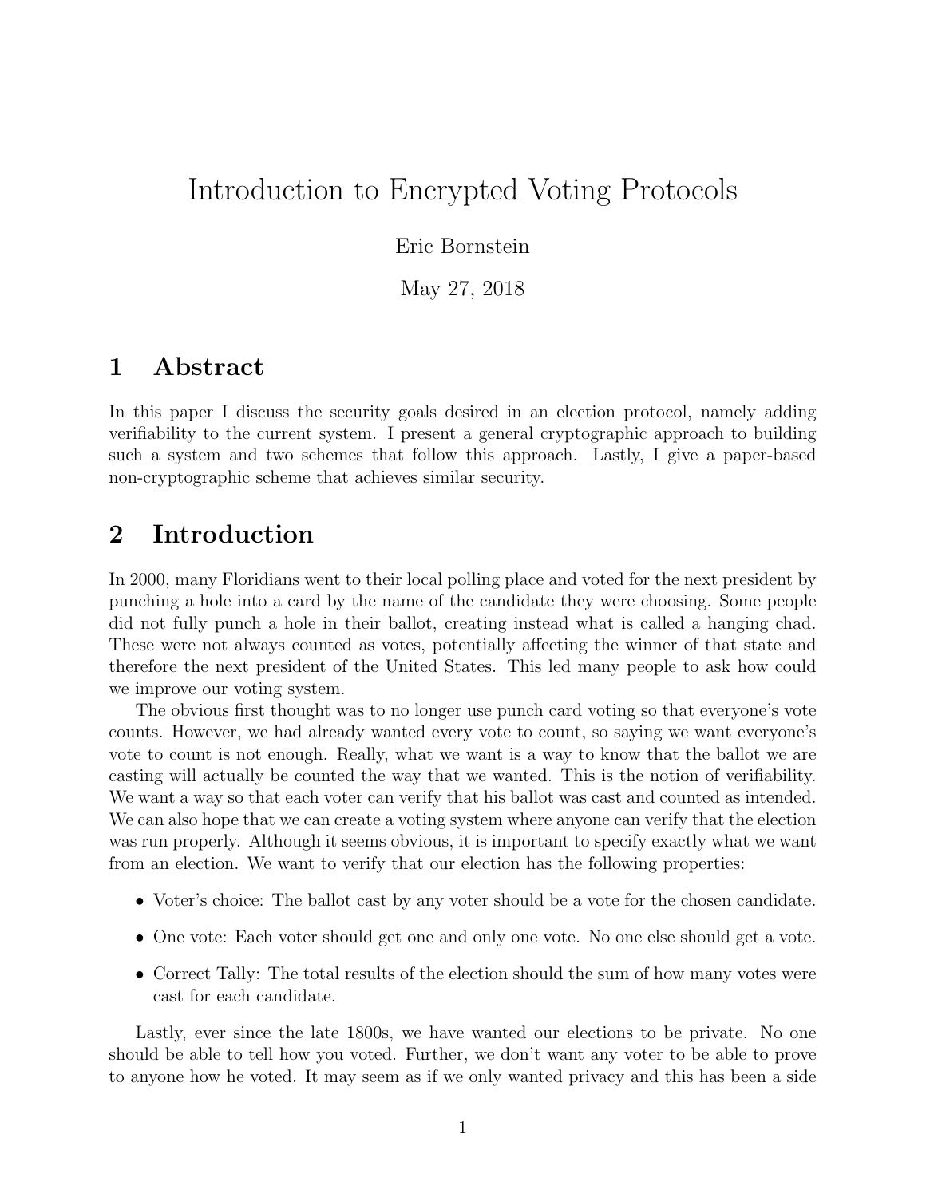# Introduction to Encrypted Voting Protocols

Eric Bornstein

May 27, 2018

## 1 Abstract

In this paper I discuss the security goals desired in an election protocol, namely adding verifiability to the current system. I present a general cryptographic approach to building such a system and two schemes that follow this approach. Lastly, I give a paper-based non-cryptographic scheme that achieves similar security.

## 2 Introduction

In 2000, many Floridians went to their local polling place and voted for the next president by punching a hole into a card by the name of the candidate they were choosing. Some people did not fully punch a hole in their ballot, creating instead what is called a hanging chad. These were not always counted as votes, potentially affecting the winner of that state and therefore the next president of the United States. This led many people to ask how could we improve our voting system.

The obvious first thought was to no longer use punch card voting so that everyone's vote counts. However, we had already wanted every vote to count, so saying we want everyone's vote to count is not enough. Really, what we want is a way to know that the ballot we are casting will actually be counted the way that we wanted. This is the notion of verifiability. We want a way so that each voter can verify that his ballot was cast and counted as intended. We can also hope that we can create a voting system where anyone can verify that the election was run properly. Although it seems obvious, it is important to specify exactly what we want from an election. We want to verify that our election has the following properties:

- Voter's choice: The ballot cast by any voter should be a vote for the chosen candidate.
- One vote: Each voter should get one and only one vote. No one else should get a vote.
- Correct Tally: The total results of the election should the sum of how many votes were cast for each candidate.

Lastly, ever since the late 1800s, we have wanted our elections to be private. No one should be able to tell how you voted. Further, we don't want any voter to be able to prove to anyone how he voted. It may seem as if we only wanted privacy and this has been a side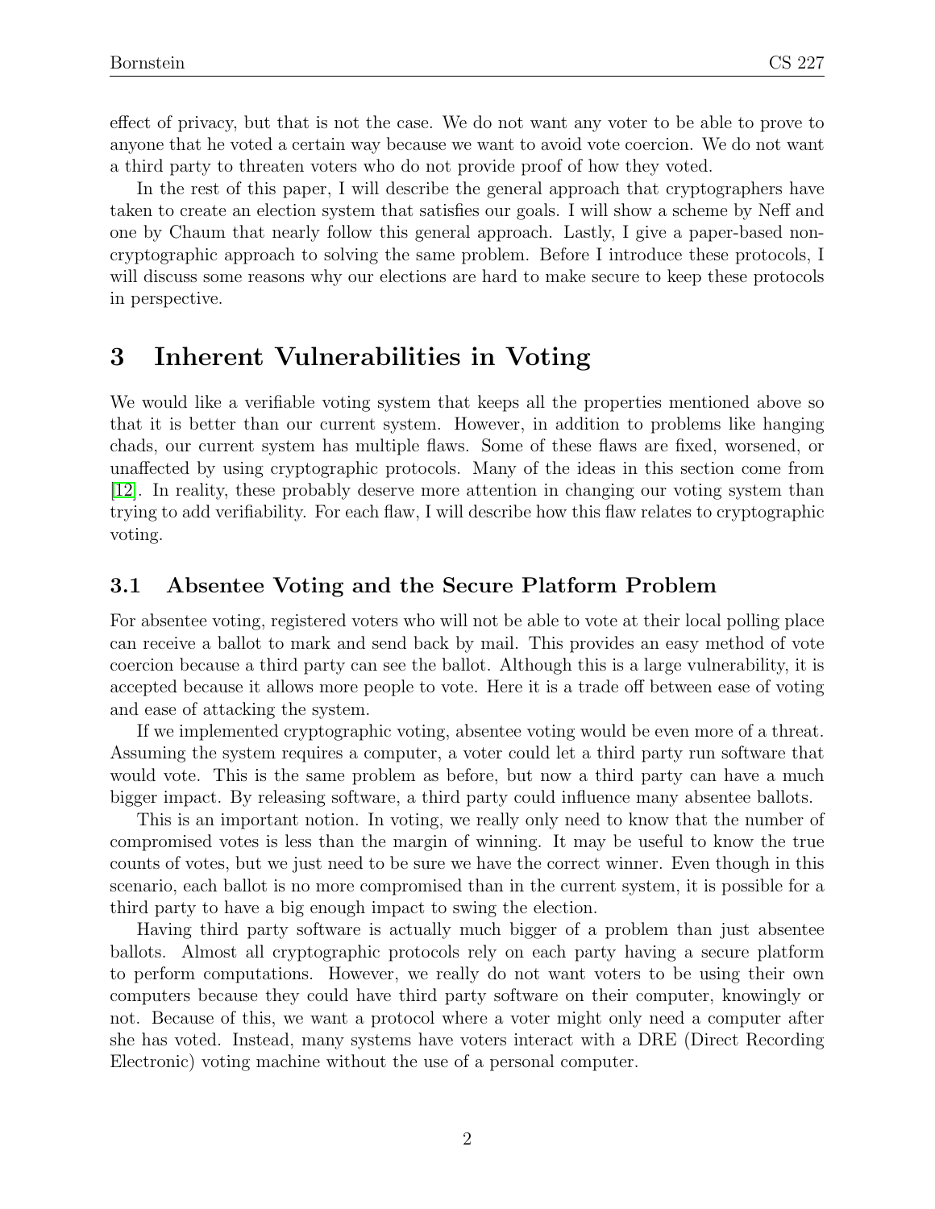effect of privacy, but that is not the case. We do not want any voter to be able to prove to anyone that he voted a certain way because we want to avoid vote coercion. We do not want a third party to threaten voters who do not provide proof of how they voted.

In the rest of this paper, I will describe the general approach that cryptographers have taken to create an election system that satisfies our goals. I will show a scheme by Neff and one by Chaum that nearly follow this general approach. Lastly, I give a paper-based non-cryptographic approach to solving the same problem. Before I introduce these protocols, I will discuss some reasons why our elections are hard to make secure to keep these protocols in perspective.

# 3 Inherent Vulnerabilities in Voting

We would like a verifiable voting system that keeps all the properties mentioned above so that it is better than our current system. However, in addition to problems like hanging chads, our current system has multiple flaws. Some of these flaws are fixed, worsened, or unaffected by using cryptographic protocols. Many of the ideas in this section come from [12]. In reality, these probably deserve more attention in changing our voting system than trying to add verifiability. For each flaw, I will describe how this flaw relates to cryptographic voting.

## 3.1 Absentee Voting and the Secure Platform Problem

For absentee voting, registered voters who will not be able to vote at their local polling place can receive a ballot to mark and send back by mail. This provides an easy method of vote coercion because a third party can see the ballot. Although this is a large vulnerability, it is accepted because it allows more people to vote. Here it is a trade off between ease of voting and ease of attacking the system.

If we implemented cryptographic voting, absentee voting would be even more of a threat. Assuming the system requires a computer, a voter could let a third party run software that would vote. This is the same problem as before, but now a third party can have a much bigger impact. By releasing software, a third party could influence many absentee ballots.

This is an important notion. In voting, we really only need to know that the number of compromised votes is less than the margin of winning. It may be useful to know the true counts of votes, but we just need to be sure we have the correct winner. Even though in this scenario, each ballot is no more compromised than in the current system, it is possible for a third party to have a big enough impact to swing the election.

Having third party software is actually much bigger of a problem than just absentee ballots. Almost all cryptographic protocols rely on each party having a secure platform to perform computations. However, we really do not want voters to be using their own computers because they could have third party software on their computer, knowingly or not. Because of this, we want a protocol where a voter might only need a computer after she has voted. Instead, many systems have voters interact with a DRE (Direct Recording Electronic) voting machine without the use of a personal computer.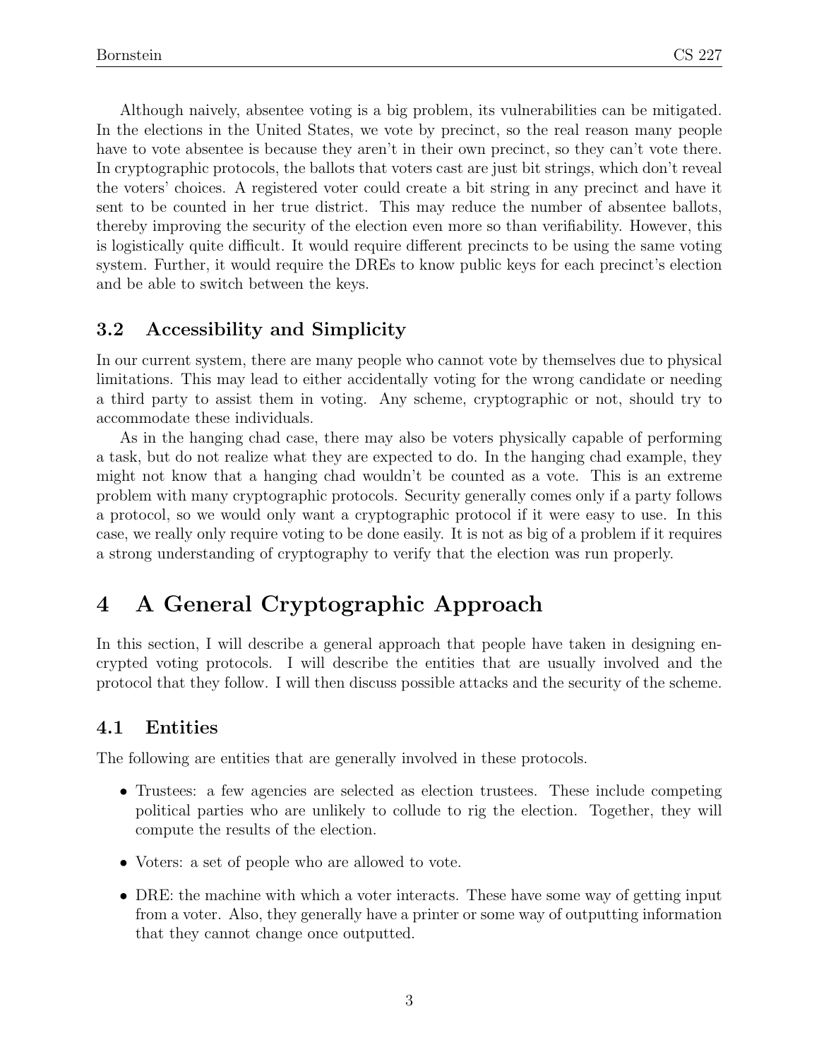Although naively, absentee voting is a big problem, its vulnerabilities can be mitigated. In the elections in the United States, we vote by precinct, so the real reason many people have to vote absentee is because they aren't in their own precinct, so they can't vote there. In cryptographic protocols, the ballots that voters cast are just bit strings, which don't reveal the voters' choices. A registered voter could create a bit string in any precinct and have it sent to be counted in her true district. This may reduce the number of absentee ballots, thereby improving the security of the election even more so than verifiability. However, this is logistically quite difficult. It would require different precincts to be using the same voting system. Further, it would require the DREs to know public keys for each precinct's election and be able to switch between the keys.

### 3.2 Accessibility and Simplicity

In our current system, there are many people who cannot vote by themselves due to physical limitations. This may lead to either accidentally voting for the wrong candidate or needing a third party to assist them in voting. Any scheme, cryptographic or not, should try to accommodate these individuals.

As in the hanging chad case, there may also be voters physically capable of performing a task, but do not realize what they are expected to do. In the hanging chad example, they might not know that a hanging chad wouldn't be counted as a vote. This is an extreme problem with many cryptographic protocols. Security generally comes only if a party follows a protocol, so we would only want a cryptographic protocol if it were easy to use. In this case, we really only require voting to be done easily. It is not as big of a problem if it requires a strong understanding of cryptography to verify that the election was run properly.

## 4 A General Cryptographic Approach

In this section, I will describe a general approach that people have taken in designing encrypted voting protocols. I will describe the entities that are usually involved and the protocol that they follow. I will then discuss possible attacks and the security of the scheme.

### 4.1 Entities

The following are entities that are generally involved in these protocols.

- Trustees: a few agencies are selected as election trustees. These include competing political parties who are unlikely to collude to rig the election. Together, they will compute the results of the election.
- Voters: a set of people who are allowed to vote.
- DRE: the machine with which a voter interacts. These have some way of getting input from a voter. Also, they generally have a printer or some way of outputting information that they cannot change once outputted.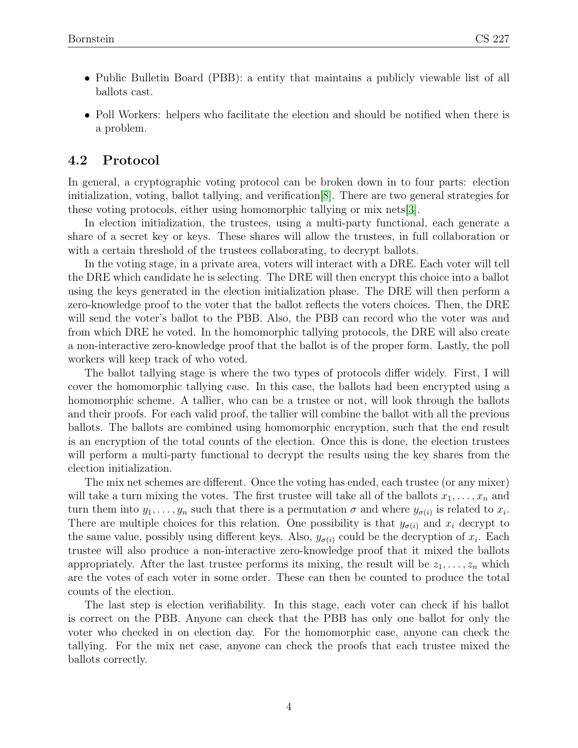- Public Bulletin Board (PBB): a entity that maintains a publicly viewable list of all ballots cast.
- Poll Workers: helpers who facilitate the election and should be notified when there is a problem.

## 4.2 Protocol

In general, a cryptographic voting protocol can be broken down in to four parts: election initialization, voting, ballot tallying, and verification[8]. There are two general strategies for these voting protocols, either using homomorphic tallying or mix nets[3].

In election initialization, the trustees, using a multi-party functional, each generate a share of a secret key or keys. These shares will allow the trustees, in full collaboration or with a certain threshold of the trustees collaborating, to decrypt ballots.

In the voting stage, in a private area, voters will interact with a DRE. Each voter will tell the DRE which candidate he is selecting. The DRE will then encrypt this choice into a ballot using the keys generated in the election initialization phase. The DRE will then perform a zero-knowledge proof to the voter that the ballot reflects the voters choices. Then, the DRE will send the voter's ballot to the PBB. Also, the PBB can record who the voter was and from which DRE he voted. In the homomorphic tallying protocols, the DRE will also create a non-interactive zero-knowledge proof that the ballot is of the proper form. Lastly, the poll workers will keep track of who voted.

The ballot tallying stage is where the two types of protocols differ widely. First, I will cover the homomorphic tallying case. In this case, the ballots had been encrypted using a homomorphic scheme. A tallier, who can be a trustee or not, will look through the ballots and their proofs. For each valid proof, the tallier will combine the ballot with all the previous ballots. The ballots are combined using homomorphic encryption, such that the end result is an encryption of the total counts of the election. Once this is done, the election trustees will perform a multi-party functional to decrypt the results using the key shares from the election initialization.

The mix net schemes are different. Once the voting has ended, each trustee (or any mixer) will take a turn mixing the votes. The first trustee will take all of the ballots $x_1, \ldots, x_n$ and turn them into $y_1, \ldots, y_n$ such that there is a permutation $\sigma$ and where $y_{\sigma(i)}$ is related to $x_i$. There are multiple choices for this relation. One possibility is that $y_{\sigma(i)}$ and $x_i$ decrypt to the same value, possibly using different keys. Also, $y_{\sigma(i)}$ could be the decryption of $x_i$. Each trustee will also produce a non-interactive zero-knowledge proof that it mixed the ballots appropriately. After the last trustee performs its mixing, the result will be $z_1, \ldots, z_n$ which are the votes of each voter in some order. These can then be counted to produce the total counts of the election.

The last step is election verifiability. In this stage, each voter can check if his ballot is correct on the PBB. Anyone can check that the PBB has only one ballot for only the voter who checked in on election day. For the homomorphic case, anyone can check the tallying. For the mix net case, anyone can check the proofs that each trustee mixed the ballots correctly.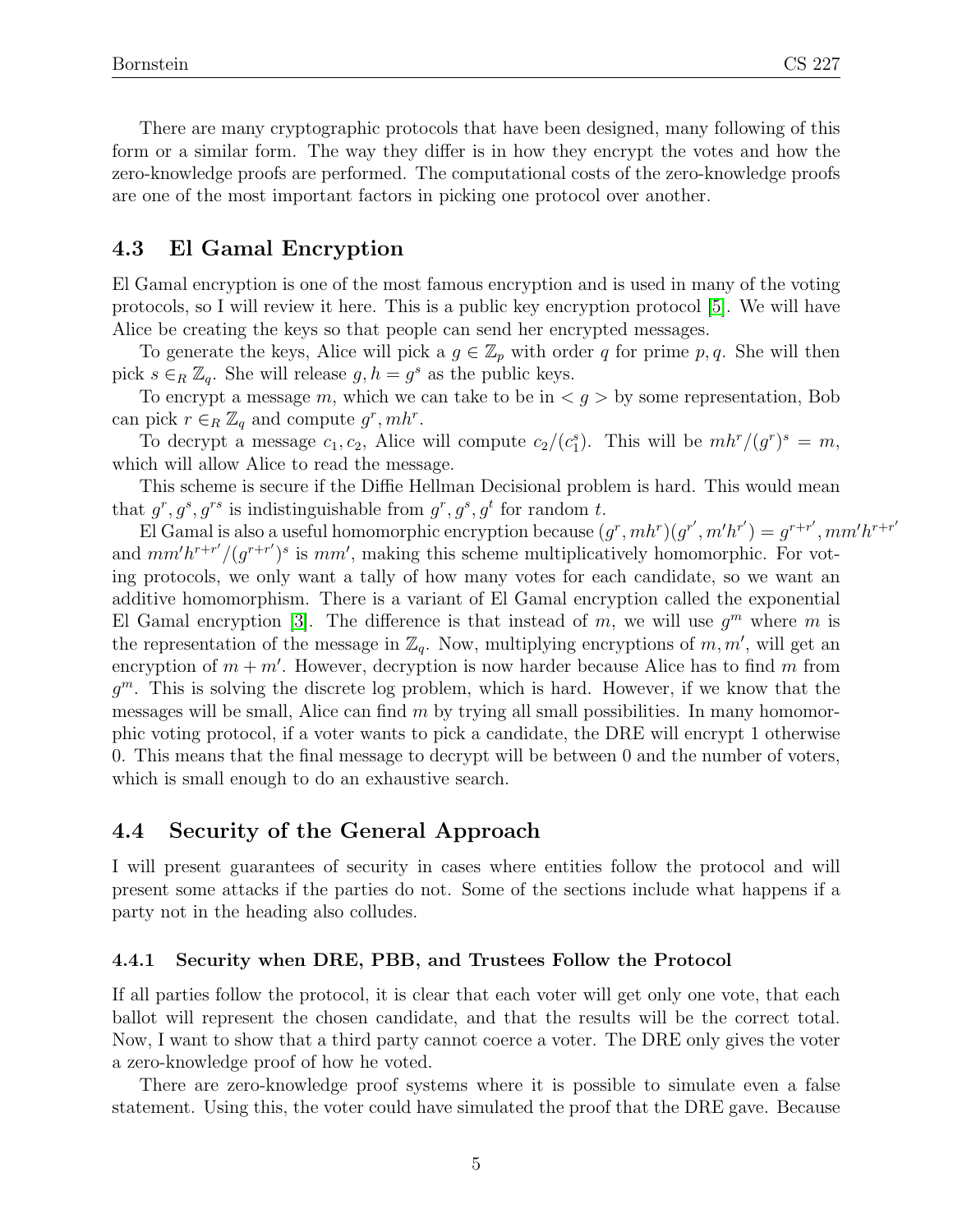There are many cryptographic protocols that have been designed, many following of this form or a similar form. The way they differ is in how they encrypt the votes and how the zero-knowledge proofs are performed. The computational costs of the zero-knowledge proofs are one of the most important factors in picking one protocol over another.

## 4.3 El Gamal Encryption

El Gamal encryption is one of the most famous encryption and is used in many of the voting protocols, so I will review it here. This is a public key encryption protocol [5]. We will have Alice be creating the keys so that people can send her encrypted messages.

To generate the keys, Alice will pick a $g \in \mathbb{Z}_p$ with order $q$ for prime $p, q$. She will then pick $s \in_R \mathbb{Z}_q$. She will release $g, h = g^s$ as the public keys.

To encrypt a message $m$, which we can take to be in $< g >$ by some representation, Bob can pick $r \in_R \mathbb{Z}_q$ and compute $g^r, mh^r$.

To decrypt a message $c_1, c_2$, Alice will compute $c_2/(c_1^s)$. This will be $mh^r/(g^r)^s = m$, which will allow Alice to read the message.

This scheme is secure if the Diffie Hellman Decisional problem is hard. This would mean that $g^r, g^s, g^{rs}$ is indistinguishable from $g^r, g^s, g^t$ for random $t$.

El Gamal is also a useful homomorphic encryption because $(g^r, mh^r)(g^{r'}, m'h^{r'}) = g^{r+r'}, mm'h^{r+r'}$ and $mm'h^{r+r'}/(g^{r+r'})^s$ is $mm'$, making this scheme multiplicatively homomorphic. For voting protocols, we only want a tally of how many votes for each candidate, so we want an additive homomorphism. There is a variant of El Gamal encryption called the exponential El Gamal encryption [3]. The difference is that instead of $m$, we will use $g^m$ where $m$ is the representation of the message in $\mathbb{Z}_q$. Now, multiplying encryptions of $m, m'$, will get an encryption of $m + m'$. However, decryption is now harder because Alice has to find $m$ from $g^m$. This is solving the discrete log problem, which is hard. However, if we know that the messages will be small, Alice can find $m$ by trying all small possibilities. In many homomorphic voting protocol, if a voter wants to pick a candidate, the DRE will encrypt 1 otherwise 0. This means that the final message to decrypt will be between 0 and the number of voters, which is small enough to do an exhaustive search.

## 4.4 Security of the General Approach

I will present guarantees of security in cases where entities follow the protocol and will present some attacks if the parties do not. Some of the sections include what happens if a party not in the heading also colludes.

### 4.4.1 Security when DRE, PBB, and Trustees Follow the Protocol

If all parties follow the protocol, it is clear that each voter will get only one vote, that each ballot will represent the chosen candidate, and that the results will be the correct total. Now, I want to show that a third party cannot coerce a voter. The DRE only gives the voter a zero-knowledge proof of how he voted.

There are zero-knowledge proof systems where it is possible to simulate even a false statement. Using this, the voter could have simulated the proof that the DRE gave. Because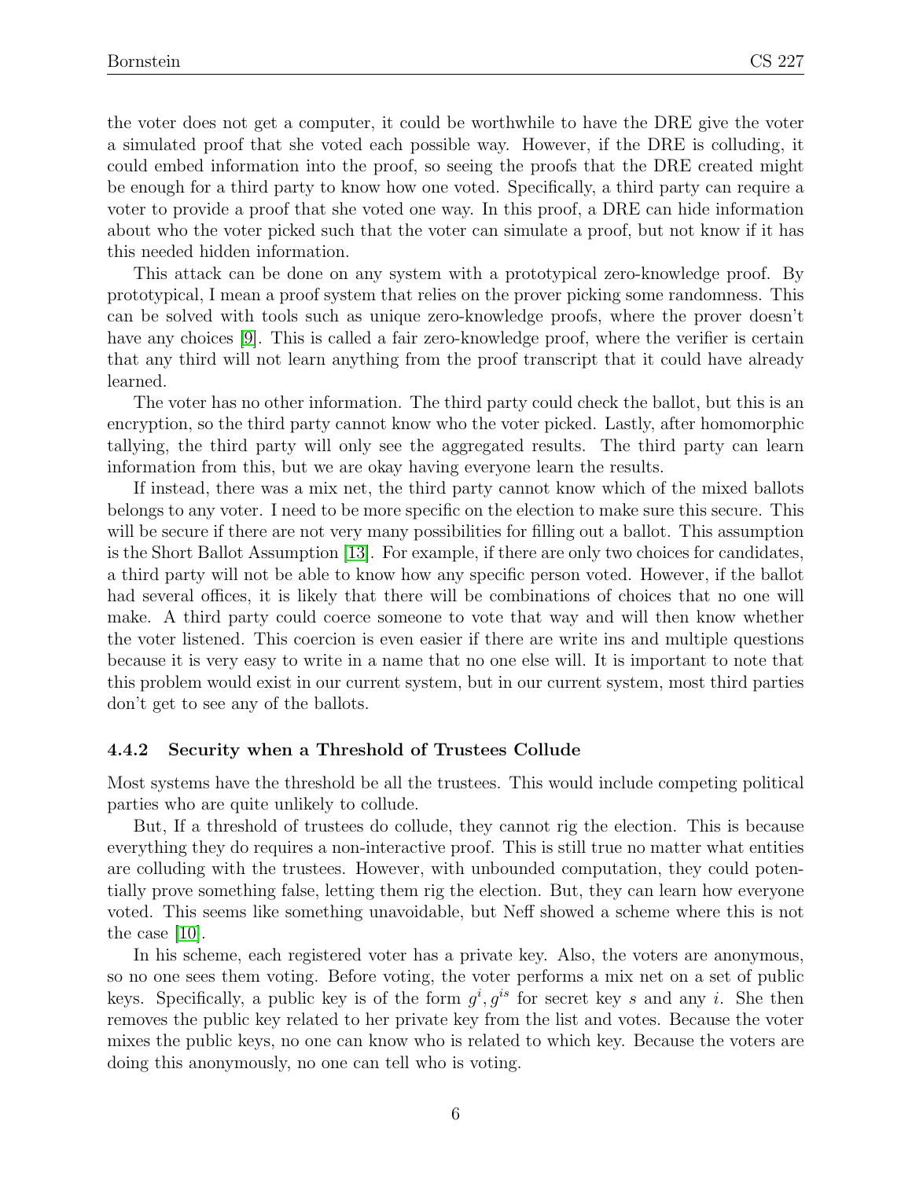the voter does not get a computer, it could be worthwhile to have the DRE give the voter a simulated proof that she voted each possible way. However, if the DRE is colluding, it could embed information into the proof, so seeing the proofs that the DRE created might be enough for a third party to know how one voted. Specifically, a third party can require a voter to provide a proof that she voted one way. In this proof, a DRE can hide information about who the voter picked such that the voter can simulate a proof, but not know if it has this needed hidden information.

This attack can be done on any system with a prototypical zero-knowledge proof. By prototypical, I mean a proof system that relies on the prover picking some randomness. This can be solved with tools such as unique zero-knowledge proofs, where the prover doesn't have any choices [9]. This is called a fair zero-knowledge proof, where the verifier is certain that any third will not learn anything from the proof transcript that it could have already learned.

The voter has no other information. The third party could check the ballot, but this is an encryption, so the third party cannot know who the voter picked. Lastly, after homomorphic tallying, the third party will only see the aggregated results. The third party can learn information from this, but we are okay having everyone learn the results.

If instead, there was a mix net, the third party cannot know which of the mixed ballots belongs to any voter. I need to be more specific on the election to make sure this secure. This will be secure if there are not very many possibilities for filling out a ballot. This assumption is the Short Ballot Assumption [13]. For example, if there are only two choices for candidates, a third party will not be able to know how any specific person voted. However, if the ballot had several offices, it is likely that there will be combinations of choices that no one will make. A third party could coerce someone to vote that way and will then know whether the voter listened. This coercion is even easier if there are write ins and multiple questions because it is very easy to write in a name that no one else will. It is important to note that this problem would exist in our current system, but in our current system, most third parties don't get to see any of the ballots.

### 4.4.2 Security when a Threshold of Trustees Collude

Most systems have the threshold be all the trustees. This would include competing political parties who are quite unlikely to collude.

But, If a threshold of trustees do collude, they cannot rig the election. This is because everything they do requires a non-interactive proof. This is still true no matter what entities are colluding with the trustees. However, with unbounded computation, they could potentially prove something false, letting them rig the election. But, they can learn how everyone voted. This seems like something unavoidable, but Neff showed a scheme where this is not the case [10].

In his scheme, each registered voter has a private key. Also, the voters are anonymous, so no one sees them voting. Before voting, the voter performs a mix net on a set of public keys. Specifically, a public key is of the form $g^i, g^{is}$ for secret key $s$ and any $i$. She then removes the public key related to her private key from the list and votes. Because the voter mixes the public keys, no one can know who is related to which key. Because the voters are doing this anonymously, no one can tell who is voting.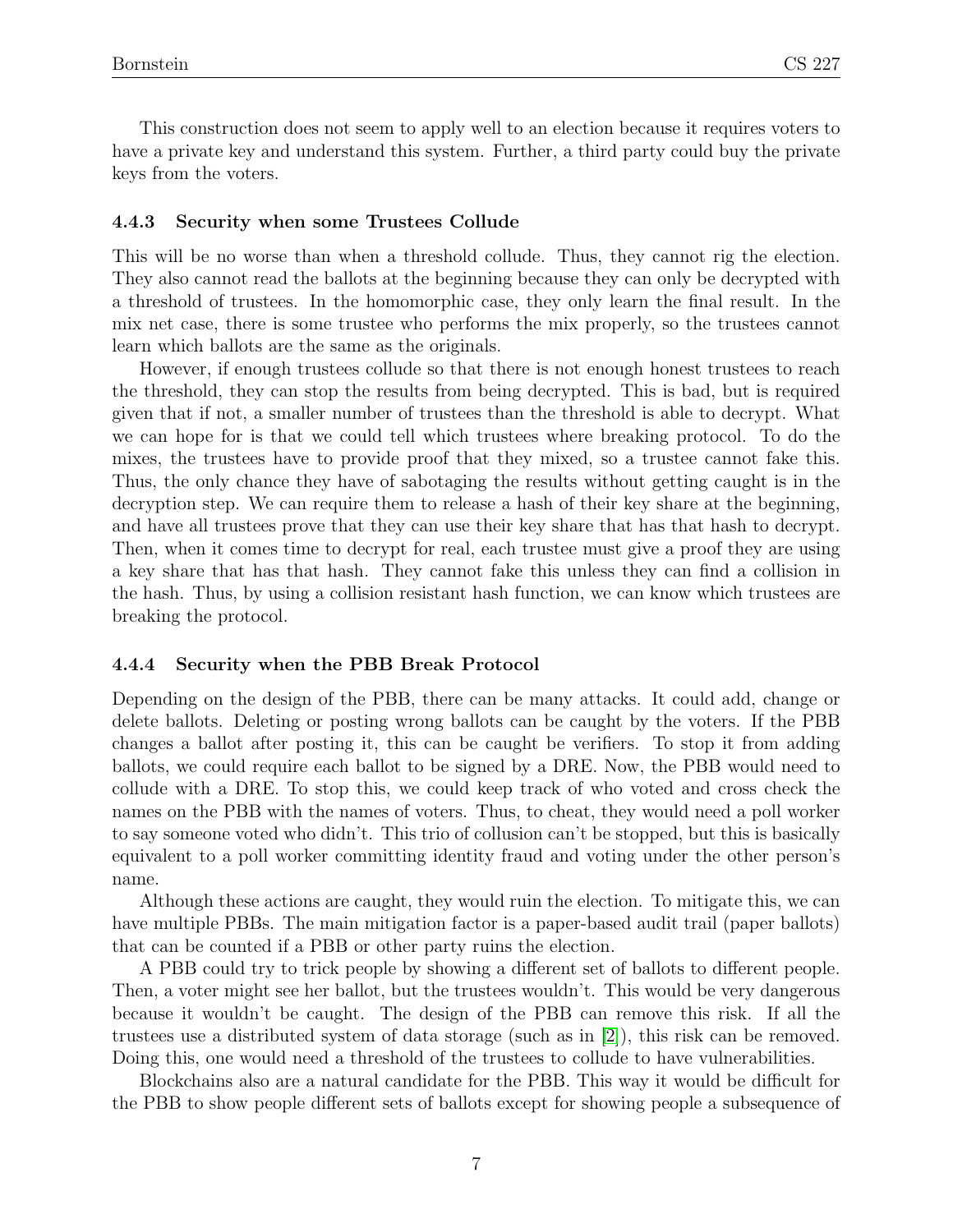This construction does not seem to apply well to an election because it requires voters to have a private key and understand this system. Further, a third party could buy the private keys from the voters.

#### 4.4.3 Security when some Trustees Collude

This will be no worse than when a threshold collude. Thus, they cannot rig the election. They also cannot read the ballots at the beginning because they can only be decrypted with a threshold of trustees. In the homomorphic case, they only learn the final result. In the mix net case, there is some trustee who performs the mix properly, so the trustees cannot learn which ballots are the same as the originals.

However, if enough trustees collude so that there is not enough honest trustees to reach the threshold, they can stop the results from being decrypted. This is bad, but is required given that if not, a smaller number of trustees than the threshold is able to decrypt. What we can hope for is that we could tell which trustees where breaking protocol. To do the mixes, the trustees have to provide proof that they mixed, so a trustee cannot fake this. Thus, the only chance they have of sabotaging the results without getting caught is in the decryption step. We can require them to release a hash of their key share at the beginning, and have all trustees prove that they can use their key share that has that hash to decrypt. Then, when it comes time to decrypt for real, each trustee must give a proof they are using a key share that has that hash. They cannot fake this unless they can find a collision in the hash. Thus, by using a collision resistant hash function, we can know which trustees are breaking the protocol.

#### 4.4.4 Security when the PBB Break Protocol

Depending on the design of the PBB, there can be many attacks. It could add, change or delete ballots. Deleting or posting wrong ballots can be caught by the voters. If the PBB changes a ballot after posting it, this can be caught be verifiers. To stop it from adding ballots, we could require each ballot to be signed by a DRE. Now, the PBB would need to collude with a DRE. To stop this, we could keep track of who voted and cross check the names on the PBB with the names of voters. Thus, to cheat, they would need a poll worker to say someone voted who didn't. This trio of collusion can't be stopped, but this is basically equivalent to a poll worker committing identity fraud and voting under the other person's name.

Although these actions are caught, they would ruin the election. To mitigate this, we can have multiple PBBs. The main mitigation factor is a paper-based audit trail (paper ballots) that can be counted if a PBB or other party ruins the election.

A PBB could try to trick people by showing a different set of ballots to different people. Then, a voter might see her ballot, but the trustees wouldn't. This would be very dangerous because it wouldn't be caught. The design of the PBB can remove this risk. If all the trustees use a distributed system of data storage (such as in [2]), this risk can be removed. Doing this, one would need a threshold of the trustees to collude to have vulnerabilities.

Blockchains also are a natural candidate for the PBB. This way it would be difficult for the PBB to show people different sets of ballots except for showing people a subsequence of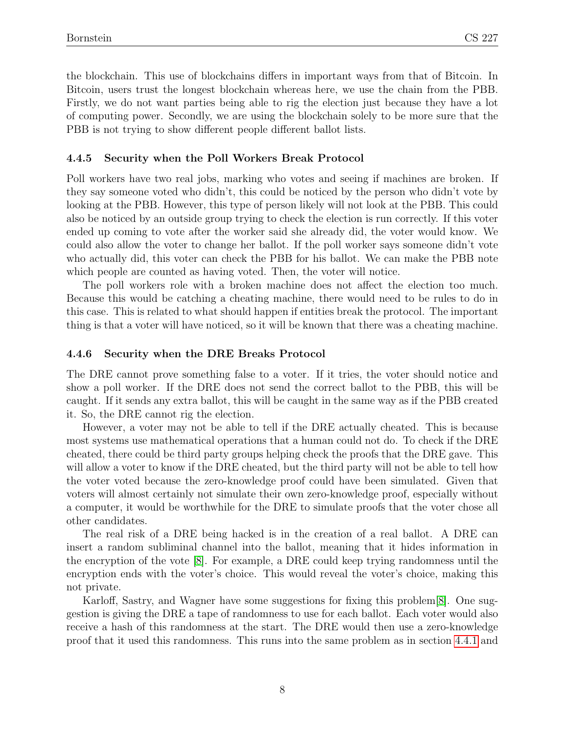the blockchain. This use of blockchains differs in important ways from that of Bitcoin. In Bitcoin, users trust the longest blockchain whereas here, we use the chain from the PBB. Firstly, we do not want parties being able to rig the election just because they have a lot of computing power. Secondly, we are using the blockchain solely to be more sure that the PBB is not trying to show different people different ballot lists.

#### 4.4.5 Security when the Poll Workers Break Protocol

Poll workers have two real jobs, marking who votes and seeing if machines are broken. If they say someone voted who didn't, this could be noticed by the person who didn't vote by looking at the PBB. However, this type of person likely will not look at the PBB. This could also be noticed by an outside group trying to check the election is run correctly. If this voter ended up coming to vote after the worker said she already did, the voter would know. We could also allow the voter to change her ballot. If the poll worker says someone didn't vote who actually did, this voter can check the PBB for his ballot. We can make the PBB note which people are counted as having voted. Then, the voter will notice.

The poll workers role with a broken machine does not affect the election too much. Because this would be catching a cheating machine, there would need to be rules to do in this case. This is related to what should happen if entities break the protocol. The important thing is that a voter will have noticed, so it will be known that there was a cheating machine.

#### 4.4.6 Security when the DRE Breaks Protocol

The DRE cannot prove something false to a voter. If it tries, the voter should notice and show a poll worker. If the DRE does not send the correct ballot to the PBB, this will be caught. If it sends any extra ballot, this will be caught in the same way as if the PBB created it. So, the DRE cannot rig the election.

However, a voter may not be able to tell if the DRE actually cheated. This is because most systems use mathematical operations that a human could not do. To check if the DRE cheated, there could be third party groups helping check the proofs that the DRE gave. This will allow a voter to know if the DRE cheated, but the third party will not be able to tell how the voter voted because the zero-knowledge proof could have been simulated. Given that voters will almost certainly not simulate their own zero-knowledge proof, especially without a computer, it would be worthwhile for the DRE to simulate proofs that the voter chose all other candidates.

The real risk of a DRE being hacked is in the creation of a real ballot. A DRE can insert a random subliminal channel into the ballot, meaning that it hides information in the encryption of the vote [8]. For example, a DRE could keep trying randomness until the encryption ends with the voter's choice. This would reveal the voter's choice, making this not private.

Karloff, Sastry, and Wagner have some suggestions for fixing this problem[8]. One suggestion is giving the DRE a tape of randomness to use for each ballot. Each voter would also receive a hash of this randomness at the start. The DRE would then use a zero-knowledge proof that it used this randomness. This runs into the same problem as in section 4.4.1 and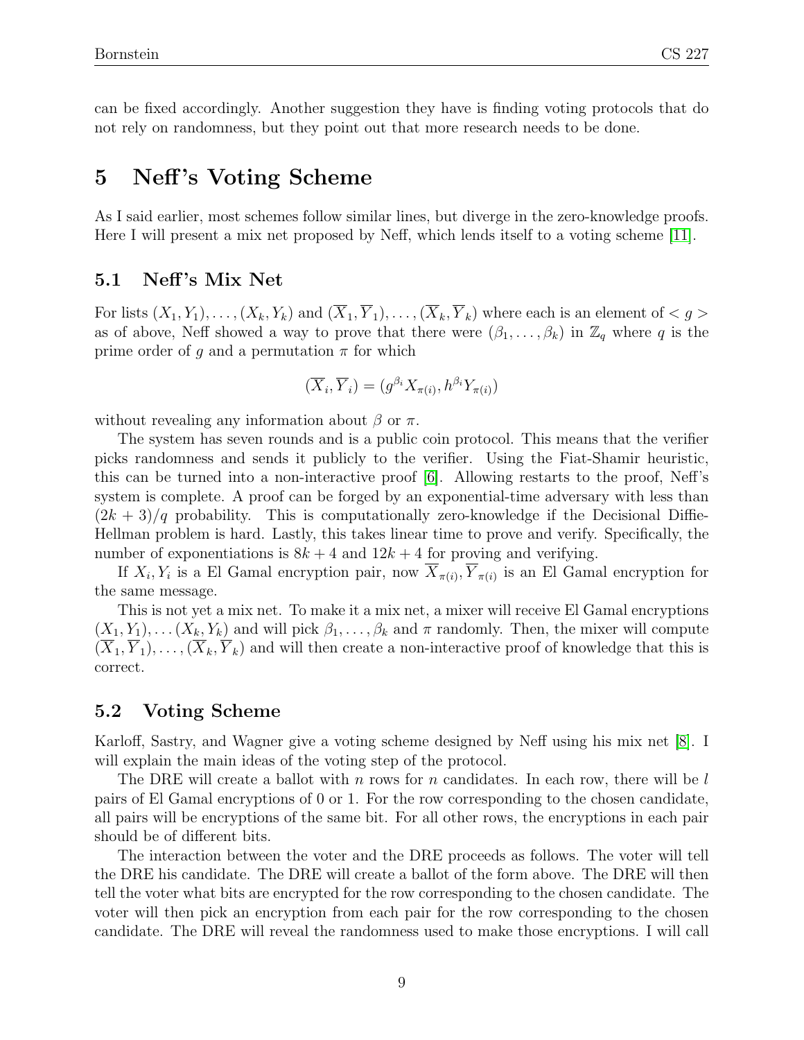can be fixed accordingly. Another suggestion they have is finding voting protocols that do not rely on randomness, but they point out that more research needs to be done.

## 5 Neff's Voting Scheme

As I said earlier, most schemes follow similar lines, but diverge in the zero-knowledge proofs. Here I will present a mix net proposed by Neff, which lends itself to a voting scheme [11].

### 5.1 Neff's Mix Net

For lists $(X_1, Y_1), \ldots, (X_k, Y_k)$ and $(\overline{X}_1, \overline{Y}_1), \ldots, (\overline{X}_k, \overline{Y}_k)$ where each is an element of $< g >$ as of above, Neff showed a way to prove that there were $(\beta_1, \ldots, \beta_k)$ in $\mathbb{Z}_q$ where $q$ is the prime order of $g$ and a permutation $\pi$ for which

$$(\overline{X}_i, \overline{Y}_i) = (g^{\beta_i} X_{\pi(i)}, h^{\beta_i} Y_{\pi(i)})$$

without revealing any information about $\beta$ or $\pi$.

The system has seven rounds and is a public coin protocol. This means that the verifier picks randomness and sends it publicly to the verifier. Using the Fiat-Shamir heuristic, this can be turned into a non-interactive proof [6]. Allowing restarts to the proof, Neff's system is complete. A proof can be forged by an exponential-time adversary with less than $(2k+3)/q$ probability. This is computationally zero-knowledge if the Decisional Diffie-Hellman problem is hard. Lastly, this takes linear time to prove and verify. Specifically, the number of exponentiations is $8k+4$ and $12k+4$ for proving and verifying.

If $X_i, Y_i$ is a El Gamal encryption pair, now $\overline{X}_{\pi(i)}, \overline{Y}_{\pi(i)}$ is an El Gamal encryption for the same message.

This is not yet a mix net. To make it a mix net, a mixer will receive El Gamal encryptions $(X_1, Y_1), \ldots (X_k, Y_k)$ and will pick $\beta_1, \ldots, \beta_k$ and $\pi$ randomly. Then, the mixer will compute $(\overline{X}_1, \overline{Y}_1), \ldots, (\overline{X}_k, \overline{Y}_k)$ and will then create a non-interactive proof of knowledge that this is correct.

### 5.2 Voting Scheme

Karloff, Sastry, and Wagner give a voting scheme designed by Neff using his mix net [8]. I will explain the main ideas of the voting step of the protocol.

The DRE will create a ballot with $n$ rows for $n$ candidates. In each row, there will be $l$ pairs of El Gamal encryptions of 0 or 1. For the row corresponding to the chosen candidate, all pairs will be encryptions of the same bit. For all other rows, the encryptions in each pair should be of different bits.

The interaction between the voter and the DRE proceeds as follows. The voter will tell the DRE his candidate. The DRE will create a ballot of the form above. The DRE will then tell the voter what bits are encrypted for the row corresponding to the chosen candidate. The voter will then pick an encryption from each pair for the row corresponding to the chosen candidate. The DRE will reveal the randomness used to make those encryptions. I will call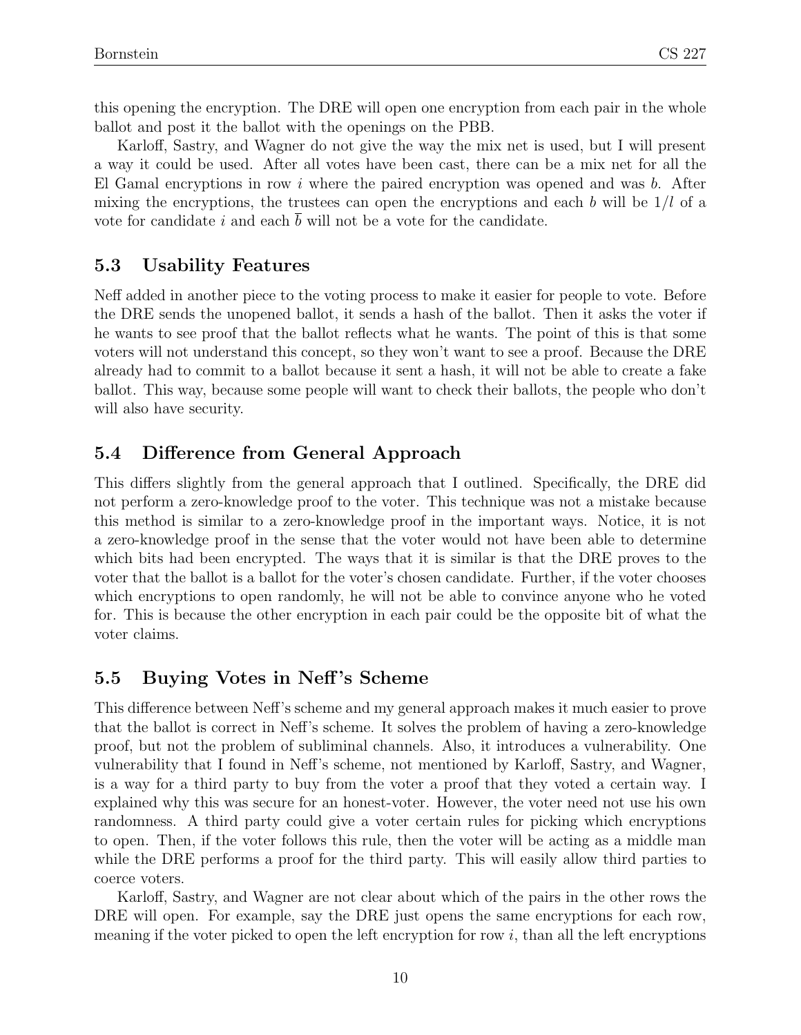this opening the encryption. The DRE will open one encryption from each pair in the whole ballot and post it the ballot with the openings on the PBB.

Karloff, Sastry, and Wagner do not give the way the mix net is used, but I will present a way it could be used. After all votes have been cast, there can be a mix net for all the El Gamal encryptions in row $i$ where the paired encryption was opened and was $b$. After mixing the encryptions, the trustees can open the encryptions and each $b$ will be $1/l$ of a vote for candidate $i$ and each $\bar{b}$ will not be a vote for the candidate.

### 5.3 Usability Features

Neff added in another piece to the voting process to make it easier for people to vote. Before the DRE sends the unopened ballot, it sends a hash of the ballot. Then it asks the voter if he wants to see proof that the ballot reflects what he wants. The point of this is that some voters will not understand this concept, so they won't want to see a proof. Because the DRE already had to commit to a ballot because it sent a hash, it will not be able to create a fake ballot. This way, because some people will want to check their ballots, the people who don't will also have security.

### 5.4 Difference from General Approach

This differs slightly from the general approach that I outlined. Specifically, the DRE did not perform a zero-knowledge proof to the voter. This technique was not a mistake because this method is similar to a zero-knowledge proof in the important ways. Notice, it is not a zero-knowledge proof in the sense that the voter would not have been able to determine which bits had been encrypted. The ways that it is similar is that the DRE proves to the voter that the ballot is a ballot for the voter's chosen candidate. Further, if the voter chooses which encryptions to open randomly, he will not be able to convince anyone who he voted for. This is because the other encryption in each pair could be the opposite bit of what the voter claims.

### 5.5 Buying Votes in Neff's Scheme

This difference between Neff's scheme and my general approach makes it much easier to prove that the ballot is correct in Neff's scheme. It solves the problem of having a zero-knowledge proof, but not the problem of subliminal channels. Also, it introduces a vulnerability. One vulnerability that I found in Neff's scheme, not mentioned by Karloff, Sastry, and Wagner, is a way for a third party to buy from the voter a proof that they voted a certain way. I explained why this was secure for an honest-voter. However, the voter need not use his own randomness. A third party could give a voter certain rules for picking which encryptions to open. Then, if the voter follows this rule, then the voter will be acting as a middle man while the DRE performs a proof for the third party. This will easily allow third parties to coerce voters.

Karloff, Sastry, and Wagner are not clear about which of the pairs in the other rows the DRE will open. For example, say the DRE just opens the same encryptions for each row, meaning if the voter picked to open the left encryption for row $i$, than all the left encryptions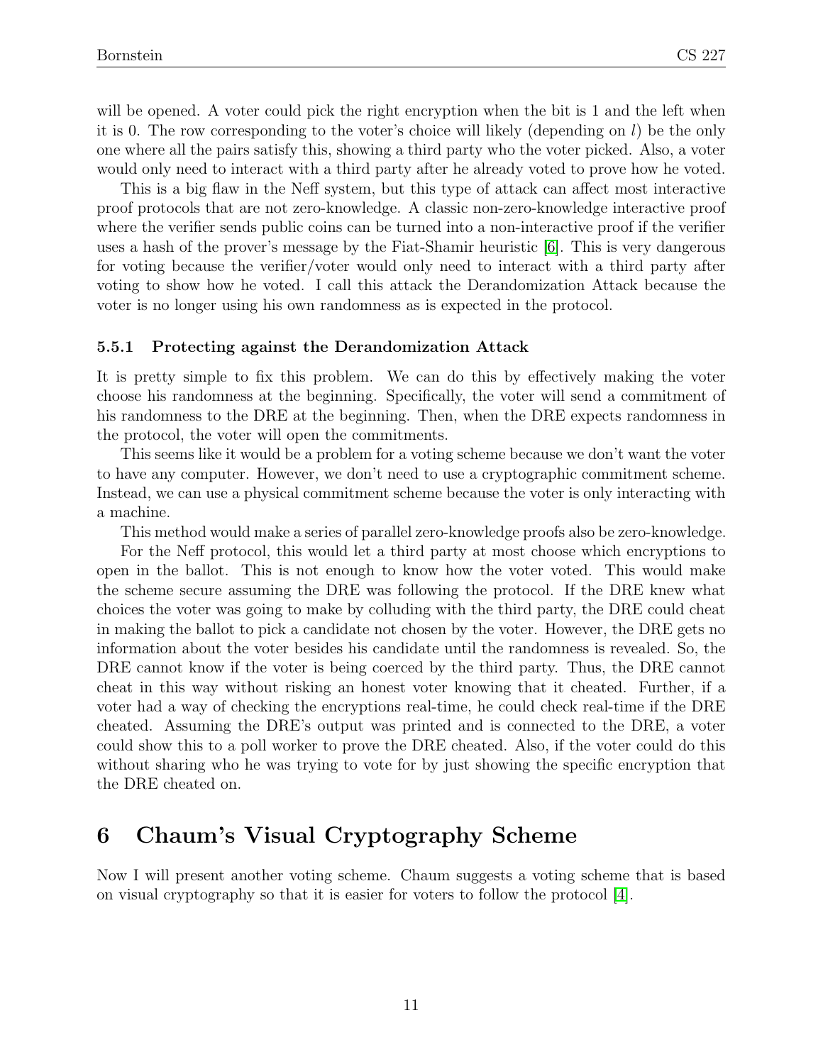will be opened. A voter could pick the right encryption when the bit is 1 and the left when it is 0. The row corresponding to the voter's choice will likely (depending on $l$) be the only one where all the pairs satisfy this, showing a third party who the voter picked. Also, a voter would only need to interact with a third party after he already voted to prove how he voted.

This is a big flaw in the Neff system, but this type of attack can affect most interactive proof protocols that are not zero-knowledge. A classic non-zero-knowledge interactive proof where the verifier sends public coins can be turned into a non-interactive proof if the verifier uses a hash of the prover's message by the Fiat-Shamir heuristic [6]. This is very dangerous for voting because the verifier/voter would only need to interact with a third party after voting to show how he voted. I call this attack the Derandomization Attack because the voter is no longer using his own randomness as is expected in the protocol.

### 5.5.1 Protecting against the Derandomization Attack

It is pretty simple to fix this problem. We can do this by effectively making the voter choose his randomness at the beginning. Specifically, the voter will send a commitment of his randomness to the DRE at the beginning. Then, when the DRE expects randomness in the protocol, the voter will open the commitments.

This seems like it would be a problem for a voting scheme because we don't want the voter to have any computer. However, we don't need to use a cryptographic commitment scheme. Instead, we can use a physical commitment scheme because the voter is only interacting with a machine.

This method would make a series of parallel zero-knowledge proofs also be zero-knowledge.

For the Neff protocol, this would let a third party at most choose which encryptions to open in the ballot. This is not enough to know how the voter voted. This would make the scheme secure assuming the DRE was following the protocol. If the DRE knew what choices the voter was going to make by colluding with the third party, the DRE could cheat in making the ballot to pick a candidate not chosen by the voter. However, the DRE gets no information about the voter besides his candidate until the randomness is revealed. So, the DRE cannot know if the voter is being coerced by the third party. Thus, the DRE cannot cheat in this way without risking an honest voter knowing that it cheated. Further, if a voter had a way of checking the encryptions real-time, he could check real-time if the DRE cheated. Assuming the DRE's output was printed and is connected to the DRE, a voter could show this to a poll worker to prove the DRE cheated. Also, if the voter could do this without sharing who he was trying to vote for by just showing the specific encryption that the DRE cheated on.

# 6 Chaum's Visual Cryptography Scheme

Now I will present another voting scheme. Chaum suggests a voting scheme that is based on visual cryptography so that it is easier for voters to follow the protocol [4].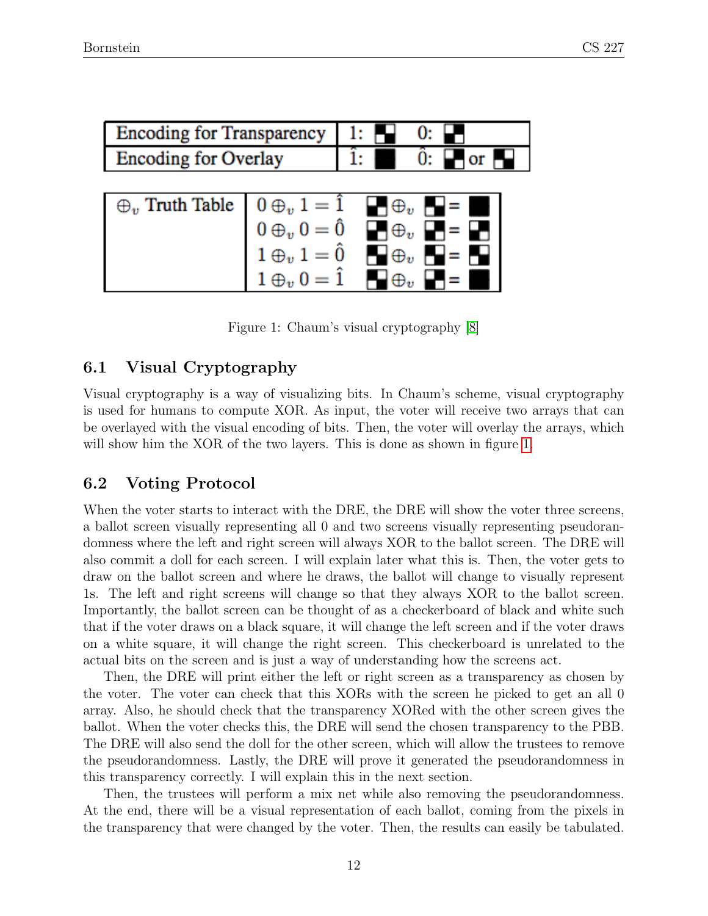| Encoding for Transparency | 1: ▚ 0: ▞ |
| --- | --- |
| Encoding for Overlay | $\hat{1}$: ■ $\hat{0}$: ▞ or ▚ |

| $\oplus_v$ Truth Table | |
| --- | --- |
| | $0 \oplus_v 1 = \hat{1}$ |
| | $0 \oplus_v 0 = \hat{0}$ |
| | $1 \oplus_v 1 = \hat{0}$ |
| | $1 \oplus_v 0 = \hat{1}$ |

Figure 1: Chaum's visual cryptography [8]

### 6.1 Visual Cryptography

Visual cryptography is a way of visualizing bits. In Chaum's scheme, visual cryptography is used for humans to compute XOR. As input, the voter will receive two arrays that can be overlayed with the visual encoding of bits. Then, the voter will overlay the arrays, which will show him the XOR of the two layers. This is done as shown in figure 1.

### 6.2 Voting Protocol

When the voter starts to interact with the DRE, the DRE will show the voter three screens, a ballot screen visually representing all 0 and two screens visually representing pseudorandomness where the left and right screen will always XOR to the ballot screen. The DRE will also commit a doll for each screen. I will explain later what this is. Then, the voter gets to draw on the ballot screen and where he draws, the ballot will change to visually represent 1s. The left and right screens will change so that they always XOR to the ballot screen. Importantly, the ballot screen can be thought of as a checkerboard of black and white such that if the voter draws on a black square, it will change the left screen and if the voter draws on a white square, it will change the right screen. This checkerboard is unrelated to the actual bits on the screen and is just a way of understanding how the screens act.

Then, the DRE will print either the left or right screen as a transparency as chosen by the voter. The voter can check that this XORs with the screen he picked to get an all 0 array. Also, he should check that the transparency XORed with the other screen gives the ballot. When the voter checks this, the DRE will send the chosen transparency to the PBB. The DRE will also send the doll for the other screen, which will allow the trustees to remove the pseudorandomness. Lastly, the DRE will prove it generated the pseudorandomness in this transparency correctly. I will explain this in the next section.

Then, the trustees will perform a mix net while also removing the pseudorandomness. At the end, there will be a visual representation of each ballot, coming from the pixels in the transparency that were changed by the voter. Then, the results can easily be tabulated.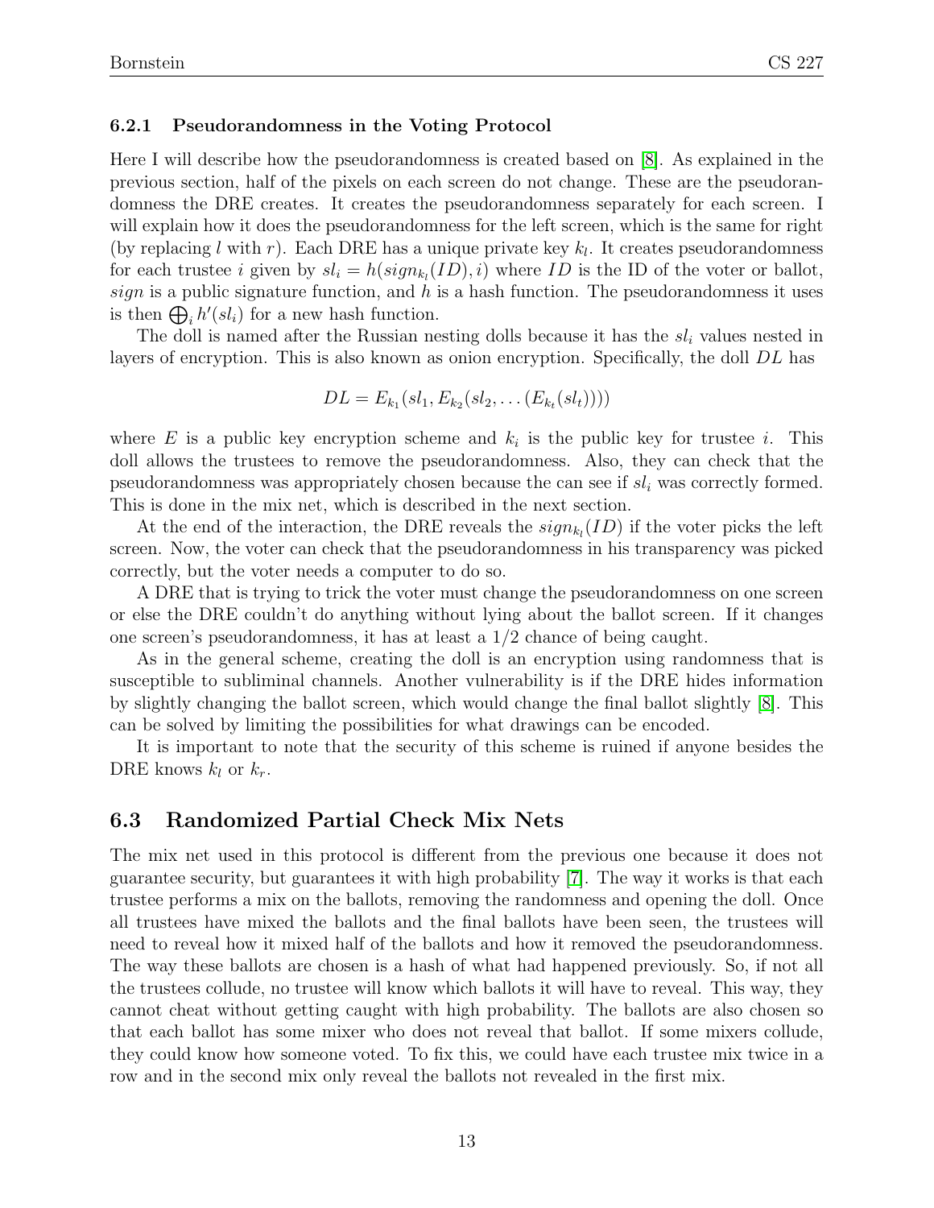### 6.2.1 Pseudorandomness in the Voting Protocol

Here I will describe how the pseudorandomness is created based on [8]. As explained in the previous section, half of the pixels on each screen do not change. These are the pseudorandomness the DRE creates. It creates the pseudorandomness separately for each screen. I will explain how it does the pseudorandomness for the left screen, which is the same for right (by replacing $l$ with $r$). Each DRE has a unique private key $k_l$. It creates pseudorandomness for each trustee $i$ given by $sl_i = h(sign_{k_l}(ID), i)$ where $ID$ is the ID of the voter or ballot, $sign$ is a public signature function, and $h$ is a hash function. The pseudorandomness it uses is then $\bigoplus_i h'(sl_i)$ for a new hash function.

The doll is named after the Russian nesting dolls because it has the $sl_i$ values nested in layers of encryption. This is also known as onion encryption. Specifically, the doll $DL$ has

$$DL = E_{k_1}(sl_1, E_{k_2}(sl_2, \dots (E_{k_t}(sl_t))))$$

where $E$ is a public key encryption scheme and $k_i$ is the public key for trustee $i$. This doll allows the trustees to remove the pseudorandomness. Also, they can check that the pseudorandomness was appropriately chosen because the can see if $sl_i$ was correctly formed. This is done in the mix net, which is described in the next section.

At the end of the interaction, the DRE reveals the $sign_{k_l}(ID)$ if the voter picks the left screen. Now, the voter can check that the pseudorandomness in his transparency was picked correctly, but the voter needs a computer to do so.

A DRE that is trying to trick the voter must change the pseudorandomness on one screen or else the DRE couldn't do anything without lying about the ballot screen. If it changes one screen's pseudorandomness, it has at least a $1/2$ chance of being caught.

As in the general scheme, creating the doll is an encryption using randomness that is susceptible to subliminal channels. Another vulnerability is if the DRE hides information by slightly changing the ballot screen, which would change the final ballot slightly [8]. This can be solved by limiting the possibilities for what drawings can be encoded.

It is important to note that the security of this scheme is ruined if anyone besides the DRE knows $k_l$ or $k_r$.

## 6.3 Randomized Partial Check Mix Nets

The mix net used in this protocol is different from the previous one because it does not guarantee security, but guarantees it with high probability [7]. The way it works is that each trustee performs a mix on the ballots, removing the randomness and opening the doll. Once all trustees have mixed the ballots and the final ballots have been seen, the trustees will need to reveal how it mixed half of the ballots and how it removed the pseudorandomness. The way these ballots are chosen is a hash of what had happened previously. So, if not all the trustees collude, no trustee will know which ballots it will have to reveal. This way, they cannot cheat without getting caught with high probability. The ballots are also chosen so that each ballot has some mixer who does not reveal that ballot. If some mixers collude, they could know how someone voted. To fix this, we could have each trustee mix twice in a row and in the second mix only reveal the ballots not revealed in the first mix.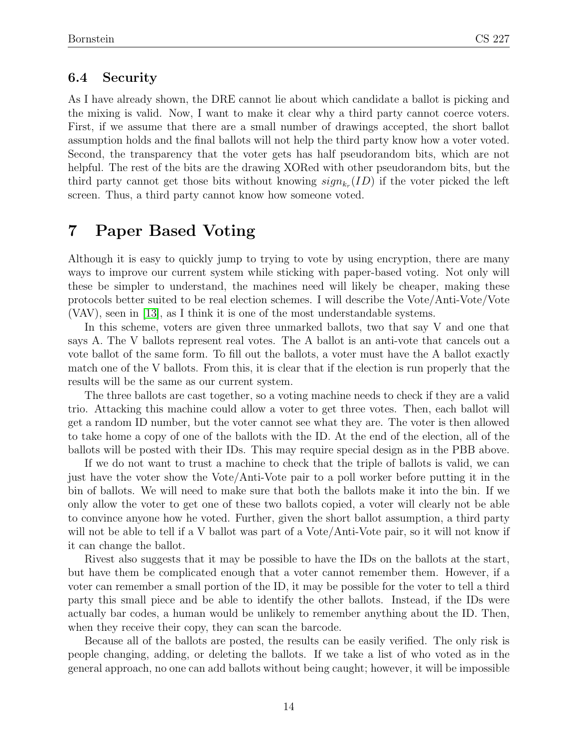### 6.4 Security

As I have already shown, the DRE cannot lie about which candidate a ballot is picking and the mixing is valid. Now, I want to make it clear why a third party cannot coerce voters. First, if we assume that there are a small number of drawings accepted, the short ballot assumption holds and the final ballots will not help the third party know how a voter voted. Second, the transparency that the voter gets has half pseudorandom bits, which are not helpful. The rest of the bits are the drawing XORed with other pseudorandom bits, but the third party cannot get those bits without knowing $sign_{k_r}(ID)$ if the voter picked the left screen. Thus, a third party cannot know how someone voted.

# 7 Paper Based Voting

Although it is easy to quickly jump to trying to vote by using encryption, there are many ways to improve our current system while sticking with paper-based voting. Not only will these be simpler to understand, the machines need will likely be cheaper, making these protocols better suited to be real election schemes. I will describe the Vote/Anti-Vote/Vote (VAV), seen in [13], as I think it is one of the most understandable systems.

In this scheme, voters are given three unmarked ballots, two that say V and one that says A. The V ballots represent real votes. The A ballot is an anti-vote that cancels out a vote ballot of the same form. To fill out the ballots, a voter must have the A ballot exactly match one of the V ballots. From this, it is clear that if the election is run properly that the results will be the same as our current system.

The three ballots are cast together, so a voting machine needs to check if they are a valid trio. Attacking this machine could allow a voter to get three votes. Then, each ballot will get a random ID number, but the voter cannot see what they are. The voter is then allowed to take home a copy of one of the ballots with the ID. At the end of the election, all of the ballots will be posted with their IDs. This may require special design as in the PBB above.

If we do not want to trust a machine to check that the triple of ballots is valid, we can just have the voter show the Vote/Anti-Vote pair to a poll worker before putting it in the bin of ballots. We will need to make sure that both the ballots make it into the bin. If we only allow the voter to get one of these two ballots copied, a voter will clearly not be able to convince anyone how he voted. Further, given the short ballot assumption, a third party will not be able to tell if a V ballot was part of a Vote/Anti-Vote pair, so it will not know if it can change the ballot.

Rivest also suggests that it may be possible to have the IDs on the ballots at the start, but have them be complicated enough that a voter cannot remember them. However, if a voter can remember a small portion of the ID, it may be possible for the voter to tell a third party this small piece and be able to identify the other ballots. Instead, if the IDs were actually bar codes, a human would be unlikely to remember anything about the ID. Then, when they receive their copy, they can scan the barcode.

Because all of the ballots are posted, the results can be easily verified. The only risk is people changing, adding, or deleting the ballots. If we take a list of who voted as in the general approach, no one can add ballots without being caught; however, it will be impossible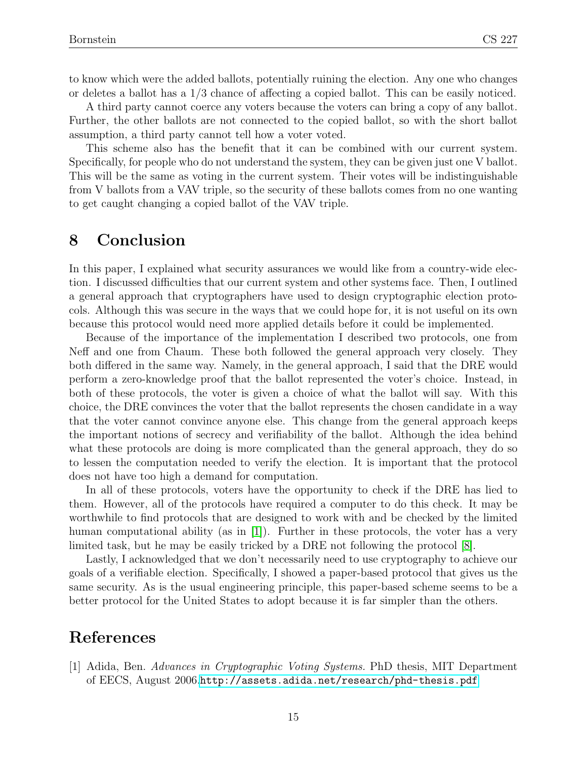to know which were the added ballots, potentially ruining the election. Any one who changes or deletes a ballot has a $1/3$ chance of affecting a copied ballot. This can be easily noticed.

A third party cannot coerce any voters because the voters can bring a copy of any ballot. Further, the other ballots are not connected to the copied ballot, so with the short ballot assumption, a third party cannot tell how a voter voted.

This scheme also has the benefit that it can be combined with our current system. Specifically, for people who do not understand the system, they can be given just one V ballot. This will be the same as voting in the current system. Their votes will be indistinguishable from V ballots from a VAV triple, so the security of these ballots comes from no one wanting to get caught changing a copied ballot of the VAV triple.

## 8 Conclusion

In this paper, I explained what security assurances we would like from a country-wide election. I discussed difficulties that our current system and other systems face. Then, I outlined a general approach that cryptographers have used to design cryptographic election protocols. Although this was secure in the ways that we could hope for, it is not useful on its own because this protocol would need more applied details before it could be implemented.

Because of the importance of the implementation I described two protocols, one from Neff and one from Chaum. These both followed the general approach very closely. They both differed in the same way. Namely, in the general approach, I said that the DRE would perform a zero-knowledge proof that the ballot represented the voter's choice. Instead, in both of these protocols, the voter is given a choice of what the ballot will say. With this choice, the DRE convinces the voter that the ballot represents the chosen candidate in a way that the voter cannot convince anyone else. This change from the general approach keeps the important notions of secrecy and verifiability of the ballot. Although the idea behind what these protocols are doing is more complicated than the general approach, they do so to lessen the computation needed to verify the election. It is important that the protocol does not have too high a demand for computation.

In all of these protocols, voters have the opportunity to check if the DRE has lied to them. However, all of the protocols have required a computer to do this check. It may be worthwhile to find protocols that are designed to work with and be checked by the limited human computational ability (as in [1]). Further in these protocols, the voter has a very limited task, but he may be easily tricked by a DRE not following the protocol [8].

Lastly, I acknowledged that we don't necessarily need to use cryptography to achieve our goals of a verifiable election. Specifically, I showed a paper-based protocol that gives us the same security. As is the usual engineering principle, this paper-based scheme seems to be a better protocol for the United States to adopt because it is far simpler than the others.

## References

[1] Adida, Ben. *Advances in Cryptographic Voting Systems.* PhD thesis, MIT Department of EECS, August 2006.http://assets.adida.net/research/phd-thesis.pdf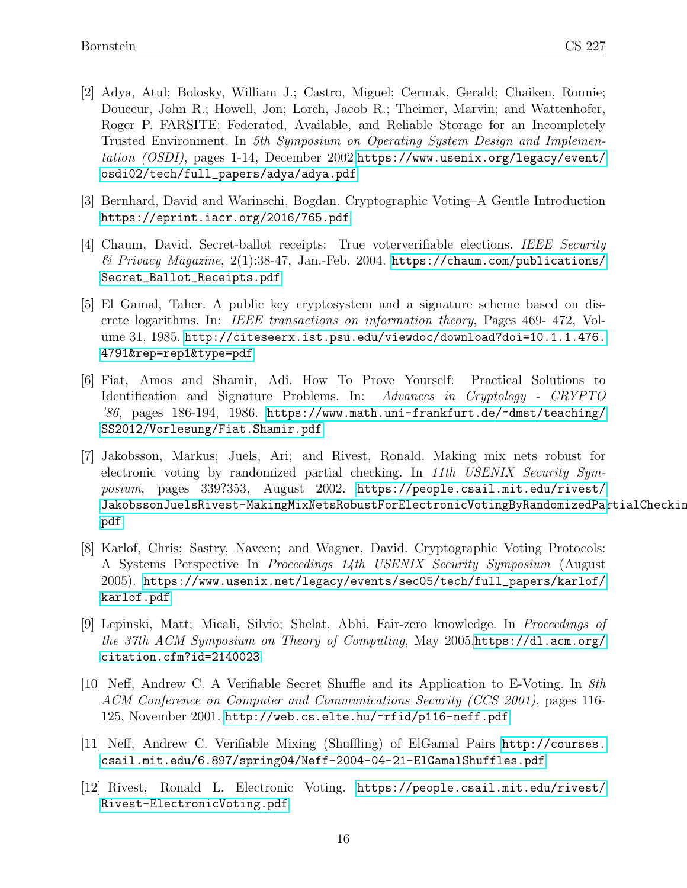[2] Adya, Atul; Bolosky, William J.; Castro, Miguel; Cermak, Gerald; Chaiken, Ronnie; Douceur, John R.; Howell, Jon; Lorch, Jacob R.; Theimer, Marvin; and Wattenhofer, Roger P. FARSITE: Federated, Available, and Reliable Storage for an Incompletely Trusted Environment. In *5th Symposium on Operating System Design and Implementation (OSDI)*, pages 1-14, December 2002.https://www.usenix.org/legacy/event/osdi02/tech/full_papers/adya/adya.pdf

[3] Bernhard, David and Warinschi, Bogdan. Cryptographic Voting–A Gentle Introduction https://eprint.iacr.org/2016/765.pdf

[4] Chaum, David. Secret-ballot receipts: True voterverifiable elections. *IEEE Security & Privacy Magazine*, 2(1):38-47, Jan.-Feb. 2004. https://chaum.com/publications/Secret_Ballot_Receipts.pdf

[5] El Gamal, Taher. A public key cryptosystem and a signature scheme based on discrete logarithms. In: *IEEE transactions on information theory*, Pages 469- 472, Volume 31, 1985. http://citeseerx.ist.psu.edu/viewdoc/download?doi=10.1.1.476.4791&rep=rep1&type=pdf

[6] Fiat, Amos and Shamir, Adi. How To Prove Yourself: Practical Solutions to Identification and Signature Problems. In: *Advances in Cryptology - CRYPTO '86*, pages 186-194, 1986. https://www.math.uni-frankfurt.de/~dmst/teaching/SS2012/Vorlesung/Fiat.Shamir.pdf

[7] Jakobsson, Markus; Juels, Ari; and Rivest, Ronald. Making mix nets robust for electronic voting by randomized partial checking. In *11th USENIX Security Symposium*, pages 339?353, August 2002. https://people.csail.mit.edu/rivest/JakobssonJuelsRivest-MakingMixNetsRobustForElectronicVotingByRandomizedPartialChecking.pdf

[8] Karlof, Chris; Sastry, Naveen; and Wagner, David. Cryptographic Voting Protocols: A Systems Perspective In *Proceedings 14th USENIX Security Symposium* (August 2005). https://www.usenix.net/legacy/events/sec05/tech/full_papers/karlof/karlof.pdf

[9] Lepinski, Matt; Micali, Silvio; Shelat, Abhi. Fair-zero knowledge. In *Proceedings of the 37th ACM Symposium on Theory of Computing*, May 2005.https://dl.acm.org/citation.cfm?id=2140023

[10] Neff, Andrew C. A Verifiable Secret Shuffle and its Application to E-Voting. In *8th ACM Conference on Computer and Communications Security (CCS 2001)*, pages 116-125, November 2001. http://web.cs.elte.hu/~rfid/p116-neff.pdf

[11] Neff, Andrew C. Verifiable Mixing (Shuffling) of ElGamal Pairs http://courses.csail.mit.edu/6.897/spring04/Neff-2004-04-21-ElGamalShuffles.pdf

[12] Rivest, Ronald L. Electronic Voting. https://people.csail.mit.edu/rivest/Rivest-ElectronicVoting.pdf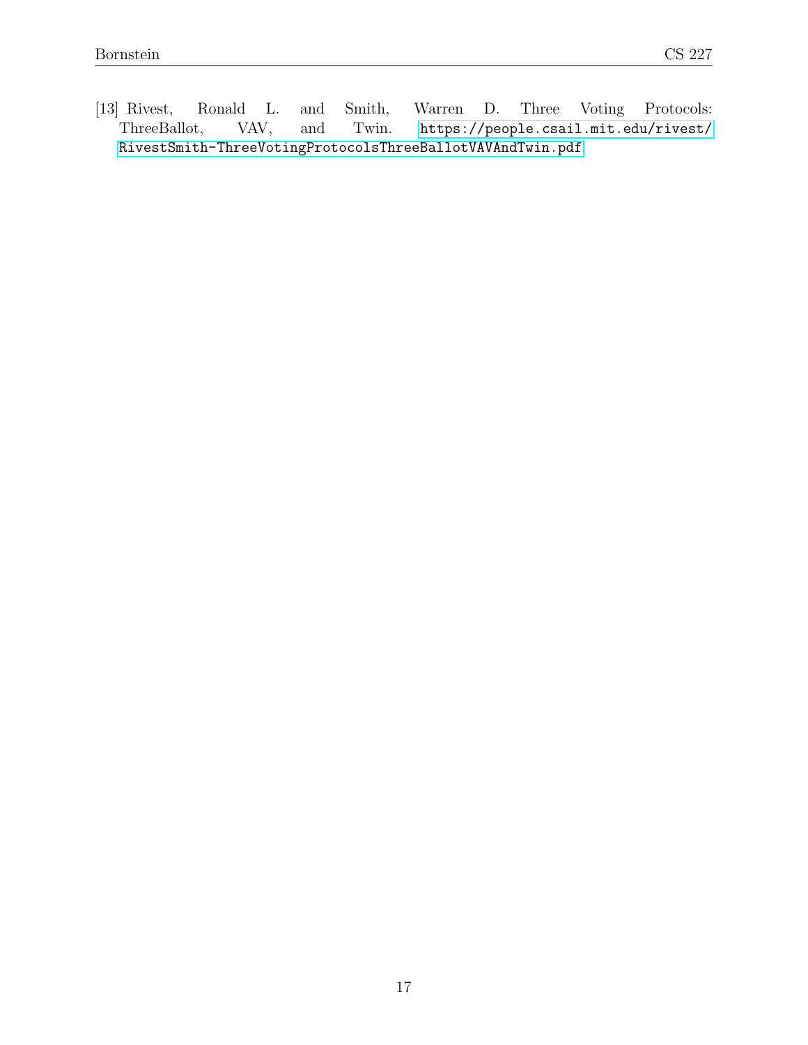[13] Rivest, Ronald L. and Smith, Warren D. Three Voting Protocols: ThreeBallot, VAV, and Twin. https://people.csail.mit.edu/rivest/RivestSmith-ThreeVotingProtocolsThreeBallotVAVAndTwin.pdf